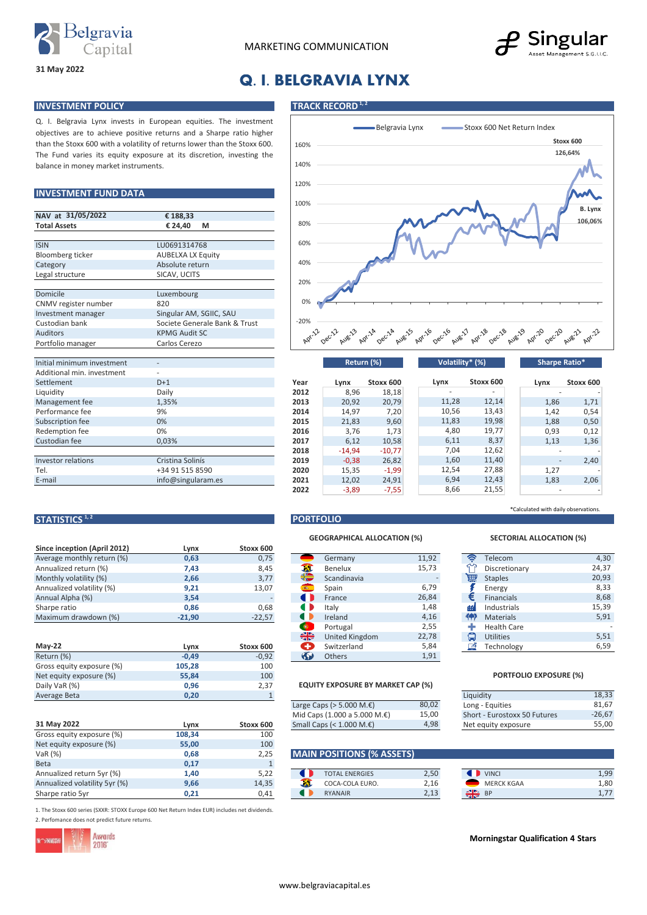31 May 2022

MARKETING COMMUNICATION

# Q. I. BELGRAVIA LYNX

## INVESTMENT POLICY

Q. I. Belgravia Lynx invests in European equities. The investment objectives are to achieve positive returns and a Sharpe ratio higher than the Stoxx 600 with a volatility of returns lower than the Stoxx 600. The Fund varies its equity exposure at its discretion, investing the balance in money market instruments.

## INVESTMENT FUND DATA

| | |
|---|---|
| NAV at 31/05/2022 | € 188,33 |
| Total Assets | € 24,40 M |
| | |
| ISIN | LU0691314768 |
| Bloomberg ticker | AUBELXA LX Equity |
| Category | Absolute return |
| Legal structure | SICAV, UCITS |
| | |
| Domicile | Luxembourg |
| CNMV register number | 820 |
| Investment manager | Singular AM, SGIIC, SAU |
| Custodian bank | Societe Generale Bank & Trust |
| Auditors | KPMG Audit SC |
| Portfolio manager | Carlos Cerezo |
| | |
| Initial minimum investment | - |
| Additional min. investment | - |
| Settlement | D+1 |
| Liquidity | Daily |
| Management fee | 1,35% |
| Performance fee | 9% |
| Subscription fee | 0% |
| Redemption fee | 0% |
| Custodian fee | 0,03% |
| | |
| Investor relations | Cristina Solinís |
| Tel. | +34 91 515 8590 |
| E-mail | info@singularam.es |

## TRACK RECORD [1, 2]

Belgravia Lynx — Stoxx 600 Net Return Index

Stoxx 600 126,64%; B. Lynx 106,06%

| | Return (%) | | Volatility* (%) | | Sharpe Ratio* | |
|---|---|---|---|---|---|---|
| Year | Lynx | Stoxx 600 | Lynx | Stoxx 600 | Lynx | Stoxx 600 |
| 2012 | 8,96 | 18,18 | - | - | - | - |
| 2013 | 20,92 | 20,79 | 11,28 | 12,14 | 1,86 | 1,71 |
| 2014 | 14,97 | 7,20 | 10,56 | 13,43 | 1,42 | 0,54 |
| 2015 | 21,83 | 9,60 | 11,83 | 19,98 | 1,88 | 0,50 |
| 2016 | 3,76 | 1,73 | 4,80 | 19,77 | 0,93 | 0,12 |
| 2017 | 6,12 | 10,58 | 6,11 | 8,37 | 1,13 | 1,36 |
| 2018 | -14,94 | -10,77 | 7,04 | 12,62 | - | - |
| 2019 | -0,38 | 26,82 | 1,60 | 11,40 | - | 2,40 |
| 2020 | 15,35 | -1,99 | 12,54 | 27,88 | 1,27 | - |
| 2021 | 12,02 | 24,91 | 6,94 | 12,43 | 1,83 | 2,06 |
| 2022 | -3,89 | -7,55 | 8,66 | 21,55 | - | - |

*Calculated with daily observations.

## STATISTICS [1, 2]

| Since inception (April 2012) | Lynx | Stoxx 600 |
|---|---|---|
| Average monthly return (%) | 0,63 | 0,75 |
| Annualized return (%) | 7,43 | 8,45 |
| Monthly volatility (%) | 2,66 | 3,77 |
| Annualized volatility (%) | 9,21 | 13,07 |
| Annual Alpha (%) | 3,54 | - |
| Sharpe ratio | 0,86 | 0,68 |
| Maximum drawdown (%) | -21,90 | -22,57 |

| May-22 | Lynx | Stoxx 600 |
|---|---|---|
| Return (%) | -0,49 | -0,92 |
| Gross equity exposure (%) | 105,28 | 100 |
| Net equity exposure (%) | 55,84 | 100 |
| Daily VaR (%) | 0,96 | 2,37 |
| Average Beta | 0,20 | 1 |

| 31 May 2022 | Lynx | Stoxx 600 |
|---|---|---|
| Gross equity exposure (%) | 108,34 | 100 |
| Net equity exposure (%) | 55,00 | 100 |
| VaR (%) | 0,68 | 2,25 |
| Beta | 0,17 | 1 |
| Annualized return 5yr (%) | 1,40 | 5,22 |
| Annualized volatility 5yr (%) | 9,66 | 14,35 |
| Sharpe ratio 5yr | 0,21 | 0,41 |

1. The Stoxx 600 series (SXXR: STOXX Europe 600 Net Return Index EUR) includes net dividends.
2. Perfomance does not predict future returns.

## PORTFOLIO

### GEOGRAPHICAL ALLOCATION (%)

| Country | % |
|---|---|
| Germany | 11,92 |
| Benelux | 15,73 |
| Scandinavia | - |
| Spain | 6,79 |
| France | 26,84 |
| Italy | 1,48 |
| Ireland | 4,16 |
| Portugal | 2,55 |
| United Kingdom | 22,78 |
| Switzerland | 5,84 |
| Others | 1,91 |

### SECTORIAL ALLOCATION (%)

| Sector | % |
|---|---|
| Telecom | 4,30 |
| Discretionary | 24,37 |
| Staples | 20,93 |
| Energy | 8,33 |
| Financials | 8,68 |
| Industrials | 15,39 |
| Materials | 5,91 |
| Health Care | - |
| Utilities | 5,51 |
| Technology | 6,59 |

### EQUITY EXPOSURE BY MARKET CAP (%)

| | |
|---|---|
| Large Caps (> 5.000 M.€) | 80,02 |
| Mid Caps (1.000 a 5.000 M.€) | 15,00 |
| Small Caps (< 1.000 M.€) | 4,98 |

### PORTFOLIO EXPOSURE (%)

| | |
|---|---|
| Liquidity | 18,33 |
| Long - Equities | 81,67 |
| Short - Eurostoxx 50 Futures | -26,67 |
| Net equity exposure | 55,00 |

## MAIN POSITIONS (% ASSETS)

| Position | % | Position | % |
|---|---|---|---|
| TOTAL ENERGIES | 2,50 | VINCI | 1,99 |
| COCA-COLA EURO. | 2,16 | MERCK KGAA | 1,80 |
| RYANAIR | 2,13 | BP | 1,77 |

Morningstar Qualification 4 Stars

www.belgraviacapital.es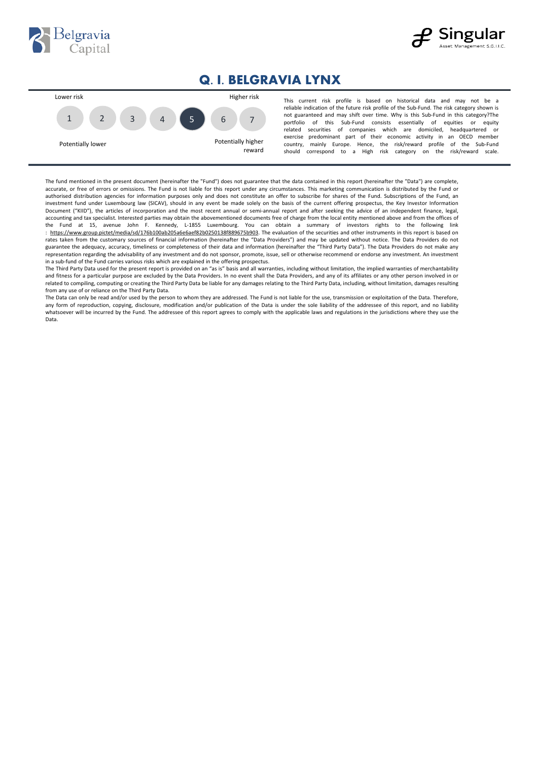# Q. I. BELGRAVIA LYNX

Lower risk

Higher risk

1 2 3 4 **5** 6 7

Potentially lower

Potentially higher reward

This current risk profile is based on historical data and may not be a reliable indication of the future risk profile of the Sub-Fund. The risk category shown is not guaranteed and may shift over time. Why is this Sub-Fund in this category?The portfolio of this Sub-Fund consists essentially of equities or equity related securities of companies which are domiciled, headquartered or exercise predominant part of their economic activity in an OECD member country, mainly Europe. Hence, the risk/reward profile of the Sub-Fund should correspond to a High risk category on the risk/reward scale.

The fund mentioned in the present document (hereinafter the "Fund") does not guarantee that the data contained in this report (hereinafter the "Data") are complete, accurate, or free of errors or omissions. The Fund is not liable for this report under any circumstances. This marketing communication is distributed by the Fund or authorised distribution agencies for information purposes only and does not constitute an offer to subscribe for shares of the Fund. Subscriptions of the Fund, an investment fund under Luxembourg law (SICAV), should in any event be made solely on the basis of the current offering prospectus, the Key Investor Information Document ("KIID"), the articles of incorporation and the most recent annual or semi-annual report and after seeking the advice of an independent finance, legal, accounting and tax specialist. Interested parties may obtain the abovementioned documents free of charge from the local entity mentioned above and from the offices of the Fund at 15, avenue John F. Kennedy, L-1855 Luxembourg. You can obtain a summary of investors rights to the following link : https://www.group.pictet/media/sd/176b100ab205a6e6aef82b0250138f889675b903. The evaluation of the securities and other instruments in this report is based on rates taken from the customary sources of financial information (hereinafter the "Data Providers") and may be updated without notice. The Data Providers do not guarantee the adequacy, accuracy, timeliness or completeness of their data and information (hereinafter the "Third Party Data"). The Data Providers do not make any representation regarding the advisability of any investment and do not sponsor, promote, issue, sell or otherwise recommend or endorse any investment. An investment in a sub-fund of the Fund carries various risks which are explained in the offering prospectus.

The Third Party Data used for the present report is provided on an "as is" basis and all warranties, including without limitation, the implied warranties of merchantability and fitness for a particular purpose are excluded by the Data Providers. In no event shall the Data Providers, and any of its affiliates or any other person involved in or related to compiling, computing or creating the Third Party Data be liable for any damages relating to the Third Party Data, including, without limitation, damages resulting from any use of or reliance on the Third Party Data.

The Data can only be read and/or used by the person to whom they are addressed. The Fund is not liable for the use, transmission or exploitation of the Data. Therefore, any form of reproduction, copying, disclosure, modification and/or publication of the Data is under the sole liability of the addressee of this report, and no liability whatsoever will be incurred by the Fund. The addressee of this report agrees to comply with the applicable laws and regulations in the jurisdictions where they use the Data.